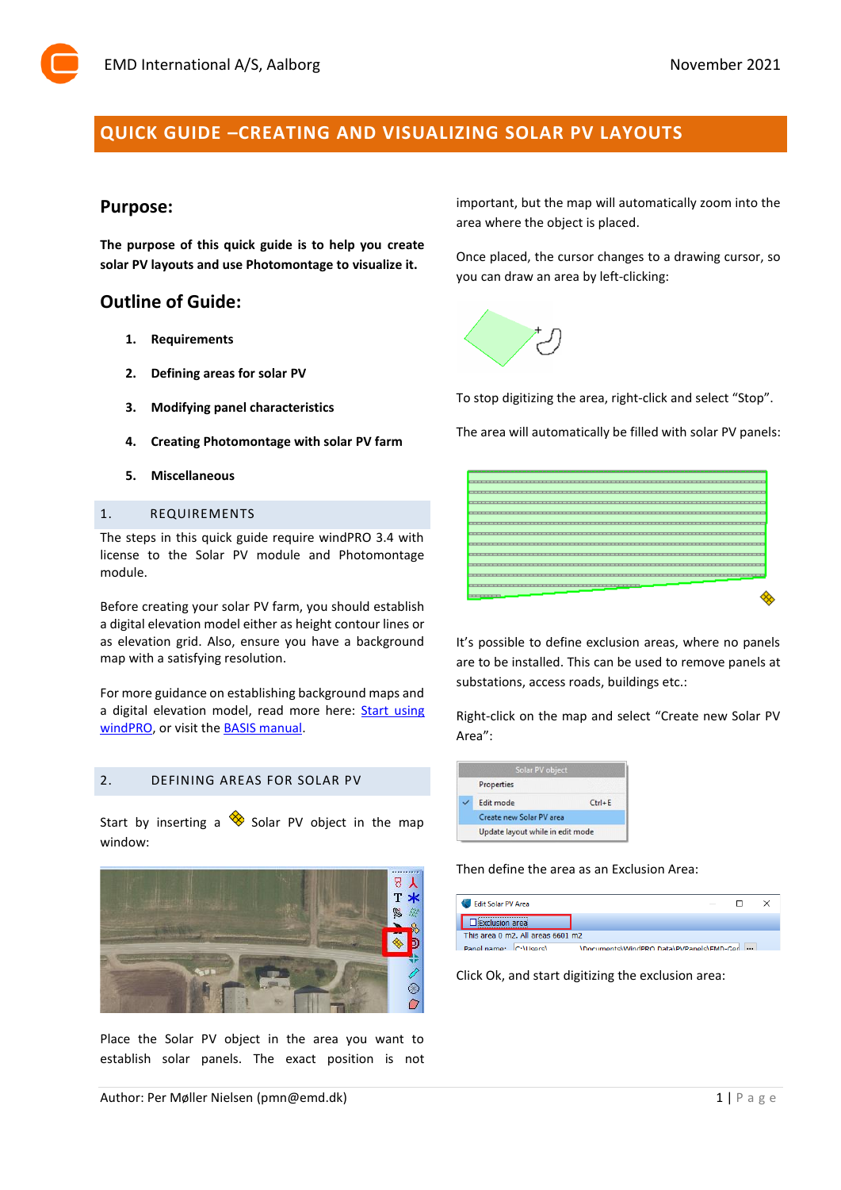# QUICK GUIDE –CREATING AND VISUALIZING SOLAR PV LAYOUTS

## Purpose:

**The purpose of this quick guide is to help you create solar PV layouts and use Photomontage to visualize it.**

## Outline of Guide:

1. **Requirements**
2. **Defining areas for solar PV**
3. **Modifying panel characteristics**
4. **Creating Photomontage with solar PV farm**
5. **Miscellaneous**

## 1. REQUIREMENTS

The steps in this quick guide require windPRO 3.4 with license to the Solar PV module and Photomontage module.

Before creating your solar PV farm, you should establish a digital elevation model either as height contour lines or as elevation grid. Also, ensure you have a background map with a satisfying resolution.

For more guidance on establishing background maps and a digital elevation model, read more here: Start using windPRO, or visit the BASIS manual.

## 2. DEFINING AREAS FOR SOLAR PV

Start by inserting a Solar PV object in the map window:

Place the Solar PV object in the area you want to establish solar panels. The exact position is not important, but the map will automatically zoom into the area where the object is placed.

Once placed, the cursor changes to a drawing cursor, so you can draw an area by left-clicking:

To stop digitizing the area, right-click and select "Stop".

The area will automatically be filled with solar PV panels:

It's possible to define exclusion areas, where no panels are to be installed. This can be used to remove panels at substations, access roads, buildings etc.:

Right-click on the map and select "Create new Solar PV Area":

Then define the area as an Exclusion Area:

Click Ok, and start digitizing the exclusion area:

Author: Per Møller Nielsen (pmn@emd.dk)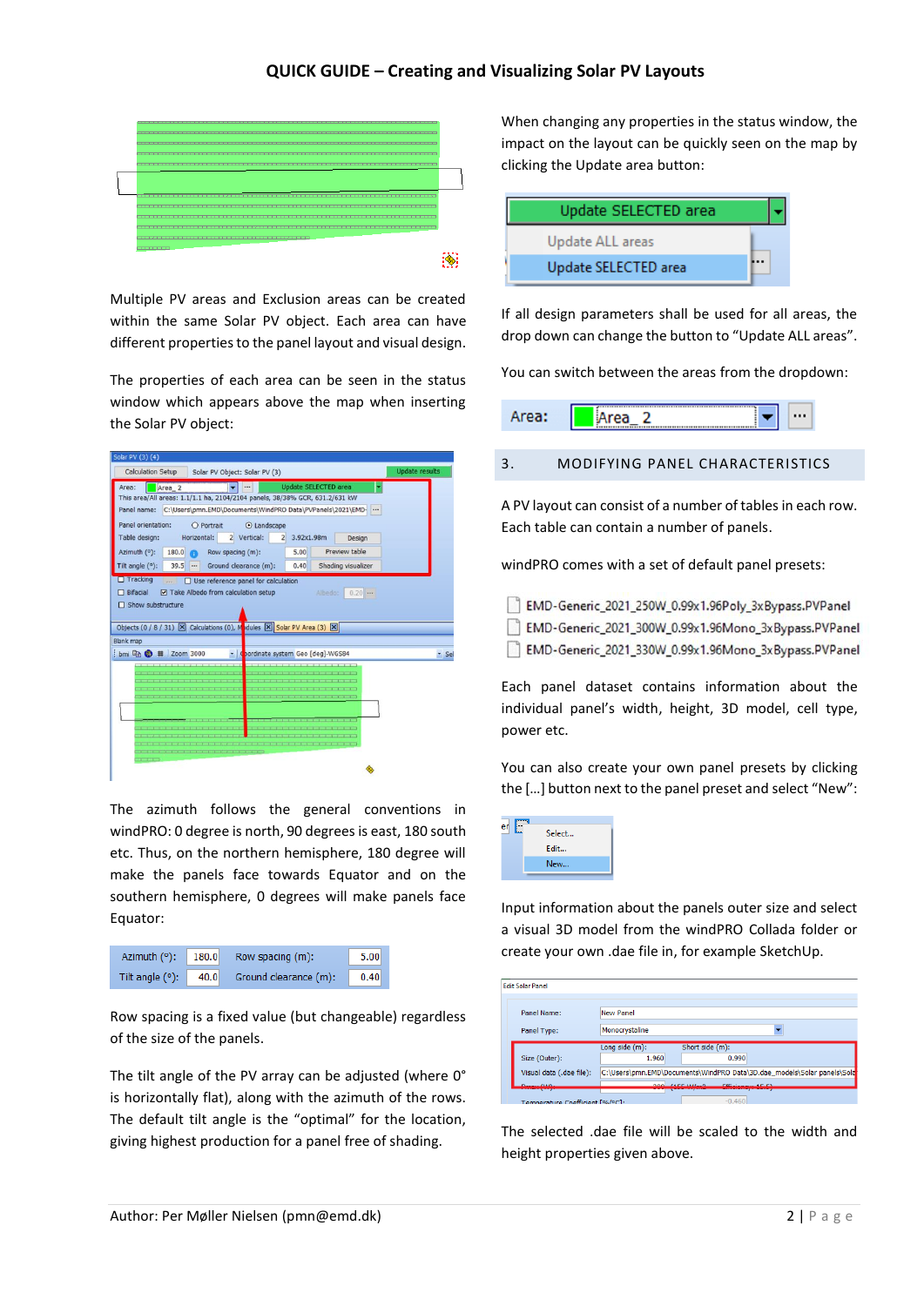# QUICK GUIDE – Creating and Visualizing Solar PV Layouts

Multiple PV areas and Exclusion areas can be created within the same Solar PV object. Each area can have different properties to the panel layout and visual design.

The properties of each area can be seen in the status window which appears above the map when inserting the Solar PV object:

The azimuth follows the general conventions in windPRO: 0 degree is north, 90 degrees is east, 180 south etc. Thus, on the northern hemisphere, 180 degree will make the panels face towards Equator and on the southern hemisphere, 0 degrees will make panels face Equator:

Row spacing is a fixed value (but changeable) regardless of the size of the panels.

The tilt angle of the PV array can be adjusted (where 0° is horizontally flat), along with the azimuth of the rows. The default tilt angle is the "optimal" for the location, giving highest production for a panel free of shading.

When changing any properties in the status window, the impact on the layout can be quickly seen on the map by clicking the Update area button:

If all design parameters shall be used for all areas, the drop down can change the button to "Update ALL areas".

You can switch between the areas from the dropdown:

## 3. MODIFYING PANEL CHARACTERISTICS

A PV layout can consist of a number of tables in each row. Each table can contain a number of panels.

windPRO comes with a set of default panel presets:

- EMD-Generic_2021_250W_0.99x1.96Poly_3xBypass.PVPanel
- EMD-Generic_2021_300W_0.99x1.96Mono_3xBypass.PVPanel
- EMD-Generic_2021_330W_0.99x1.96Mono_3xBypass.PVPanel

Each panel dataset contains information about the individual panel's width, height, 3D model, cell type, power etc.

You can also create your own panel presets by clicking the [...] button next to the panel preset and select "New":

Input information about the panels outer size and select a visual 3D model from the windPRO Collada folder or create your own .dae file in, for example SketchUp.

The selected .dae file will be scaled to the width and height properties given above.

Author: Per Møller Nielsen (pmn@emd.dk)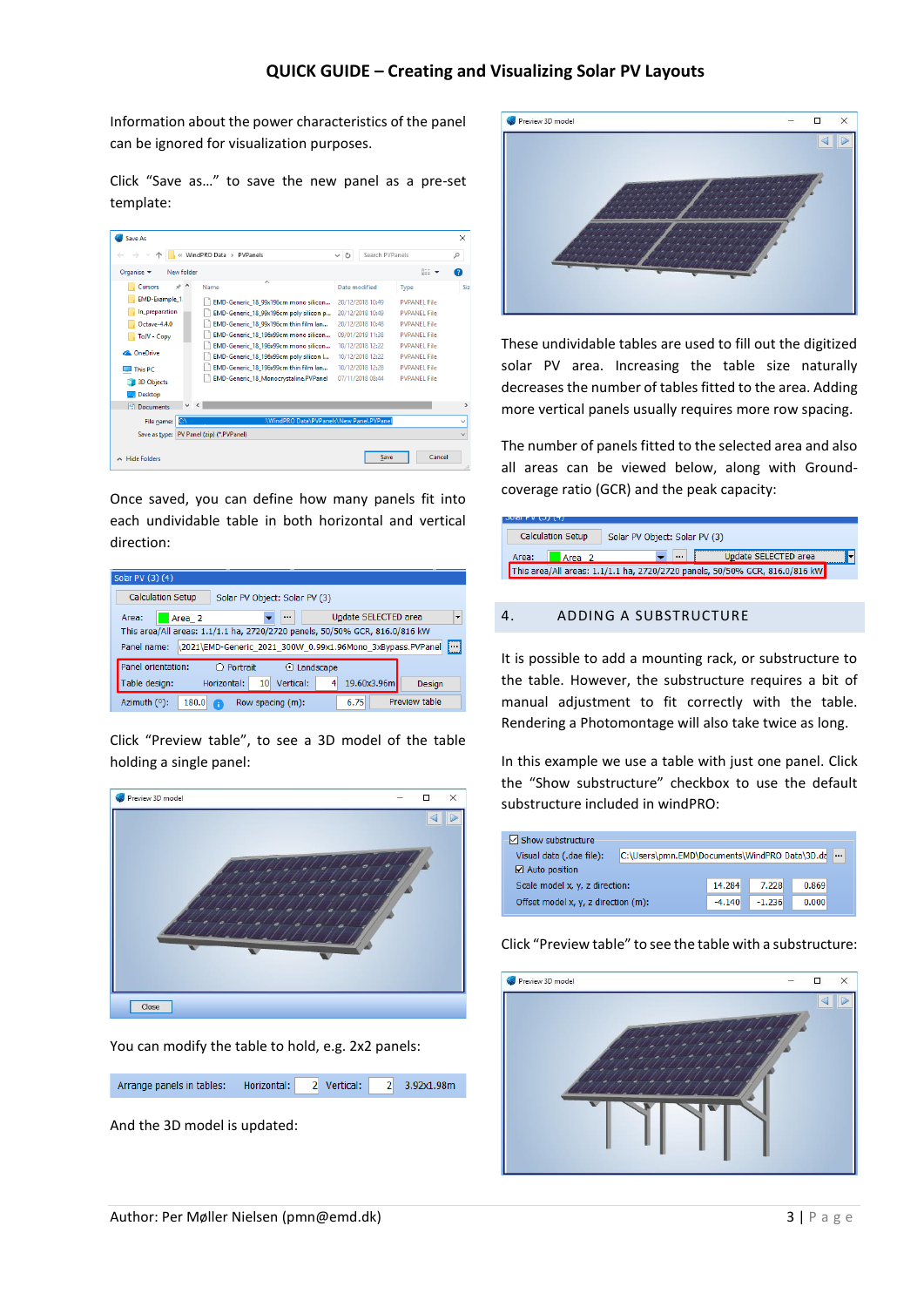Information about the power characteristics of the panel can be ignored for visualization purposes.

Click “Save as…” to save the new panel as a pre-set template:

Once saved, you can define how many panels fit into each undividable table in both horizontal and vertical direction:

Click “Preview table”, to see a 3D model of the table holding a single panel:

You can modify the table to hold, e.g. 2x2 panels:

And the 3D model is updated:

These undividable tables are used to fill out the digitized solar PV area. Increasing the table size naturally decreases the number of tables fitted to the area. Adding more vertical panels usually requires more row spacing.

The number of panels fitted to the selected area and also all areas can be viewed below, along with Ground-coverage ratio (GCR) and the peak capacity:

## 4. ADDING A SUBSTRUCTURE

It is possible to add a mounting rack, or substructure to the table. However, the substructure requires a bit of manual adjustment to fit correctly with the table. Rendering a Photomontage will also take twice as long.

In this example we use a table with just one panel. Click the “Show substructure” checkbox to use the default substructure included in windPRO:

Click “Preview table” to see the table with a substructure: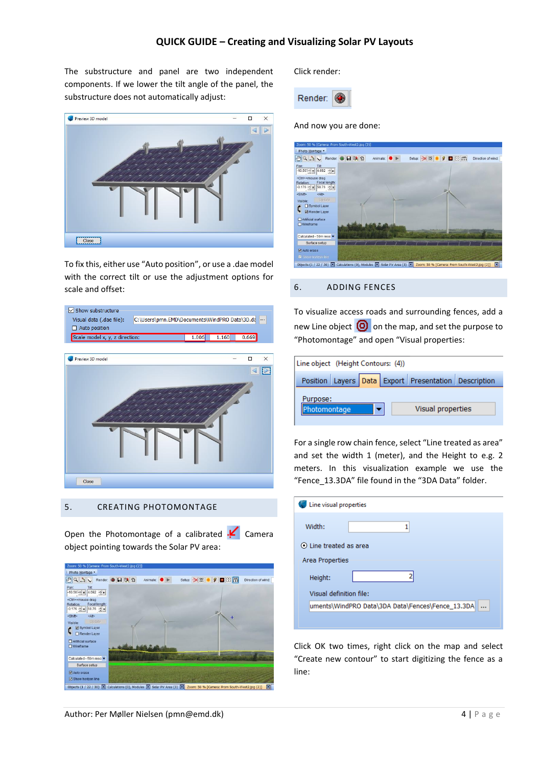# QUICK GUIDE – Creating and Visualizing Solar PV Layouts

The substructure and panel are two independent components. If we lower the tilt angle of the panel, the substructure does not automatically adjust:

To fix this, either use "Auto position", or use a .dae model with the correct tilt or use the adjustment options for scale and offset:

## 5. CREATING PHOTOMONTAGE

Open the Photomontage of a calibrated Camera object pointing towards the Solar PV area:

Click render:

And now you are done:

## 6. ADDING FENCES

To visualize access roads and surrounding fences, add a new Line object on the map, and set the purpose to "Photomontage" and open "Visual properties:

For a single row chain fence, select "Line treated as area" and set the width 1 (meter), and the Height to e.g. 2 meters. In this visualization example we use the "Fence_13.3DA" file found in the "3DA Data" folder.

Click OK two times, right click on the map and select "Create new contour" to start digitizing the fence as a line:

Author: Per Møller Nielsen (pmn@emd.dk)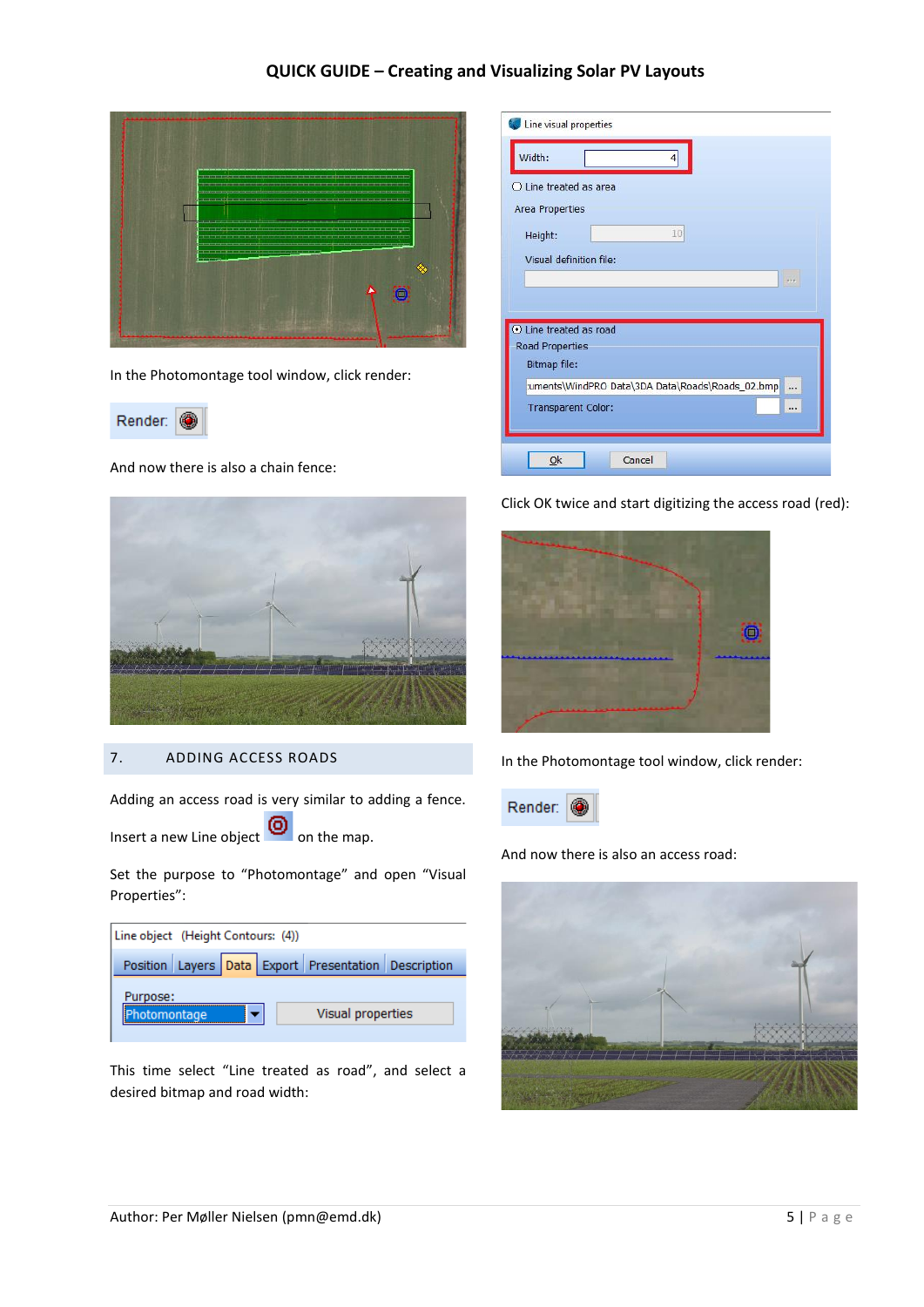In the Photomontage tool window, click render:

Render:

And now there is also a chain fence:

## 7. ADDING ACCESS ROADS

Adding an access road is very similar to adding a fence.

Insert a new Line object on the map.

Set the purpose to "Photomontage" and open "Visual Properties":

This time select "Line treated as road", and select a desired bitmap and road width:

Click OK twice and start digitizing the access road (red):

In the Photomontage tool window, click render:

Render:

And now there is also an access road: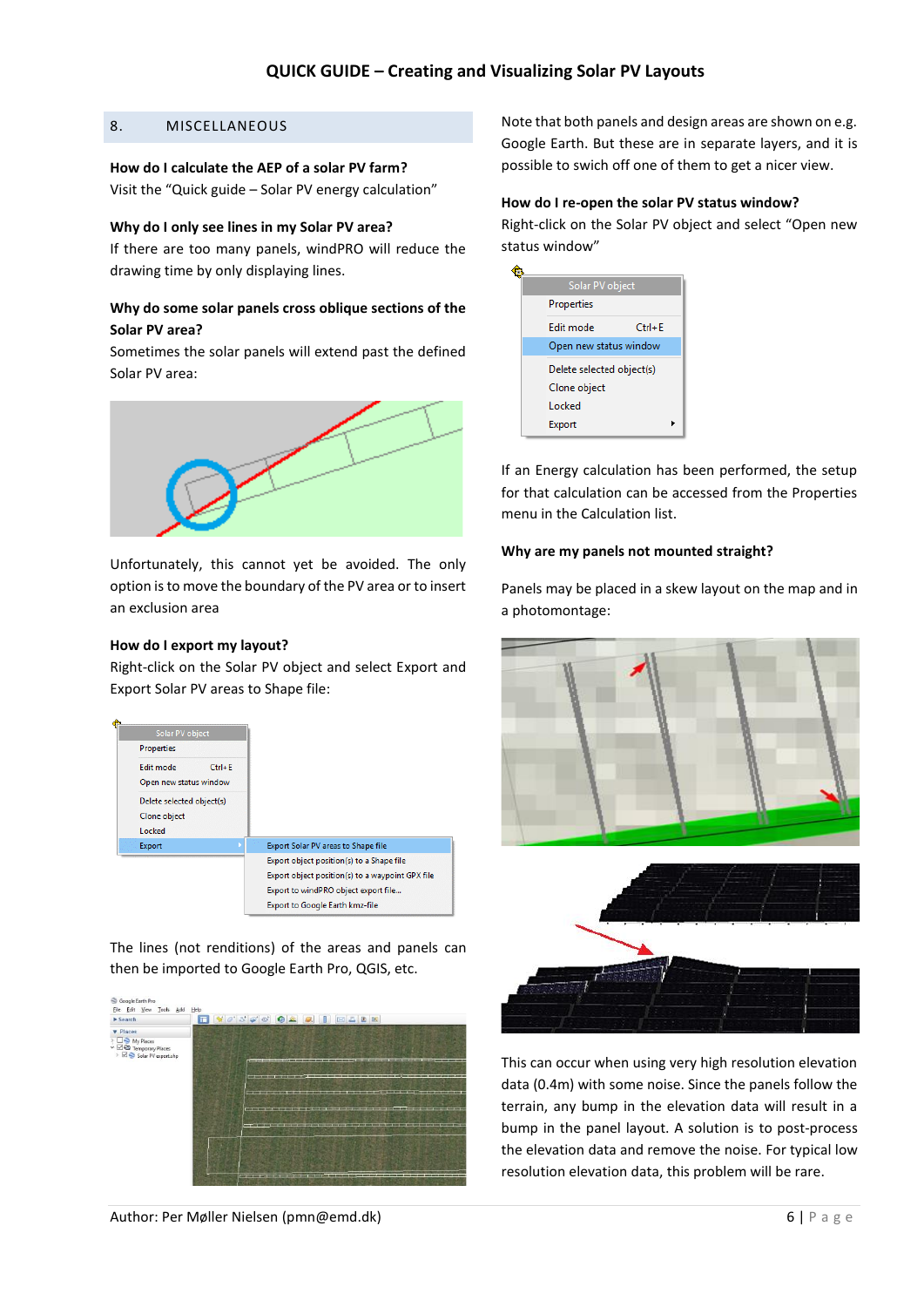## 8. MISCELLANEOUS

**How do I calculate the AEP of a solar PV farm?**
Visit the "Quick guide – Solar PV energy calculation"

**Why do I only see lines in my Solar PV area?**
If there are too many panels, windPRO will reduce the drawing time by only displaying lines.

**Why do some solar panels cross oblique sections of the Solar PV area?**
Sometimes the solar panels will extend past the defined Solar PV area:

Unfortunately, this cannot yet be avoided. The only option is to move the boundary of the PV area or to insert an exclusion area

**How do I export my layout?**
Right-click on the Solar PV object and select Export and Export Solar PV areas to Shape file:

The lines (not renditions) of the areas and panels can then be imported to Google Earth Pro, QGIS, etc.

Note that both panels and design areas are shown on e.g. Google Earth. But these are in separate layers, and it is possible to swich off one of them to get a nicer view.

**How do I re-open the solar PV status window?**
Right-click on the Solar PV object and select "Open new status window"

If an Energy calculation has been performed, the setup for that calculation can be accessed from the Properties menu in the Calculation list.

**Why are my panels not mounted straight?**

Panels may be placed in a skew layout on the map and in a photomontage:

This can occur when using very high resolution elevation data (0.4m) with some noise. Since the panels follow the terrain, any bump in the elevation data will result in a bump in the panel layout. A solution is to post-process the elevation data and remove the noise. For typical low resolution elevation data, this problem will be rare.